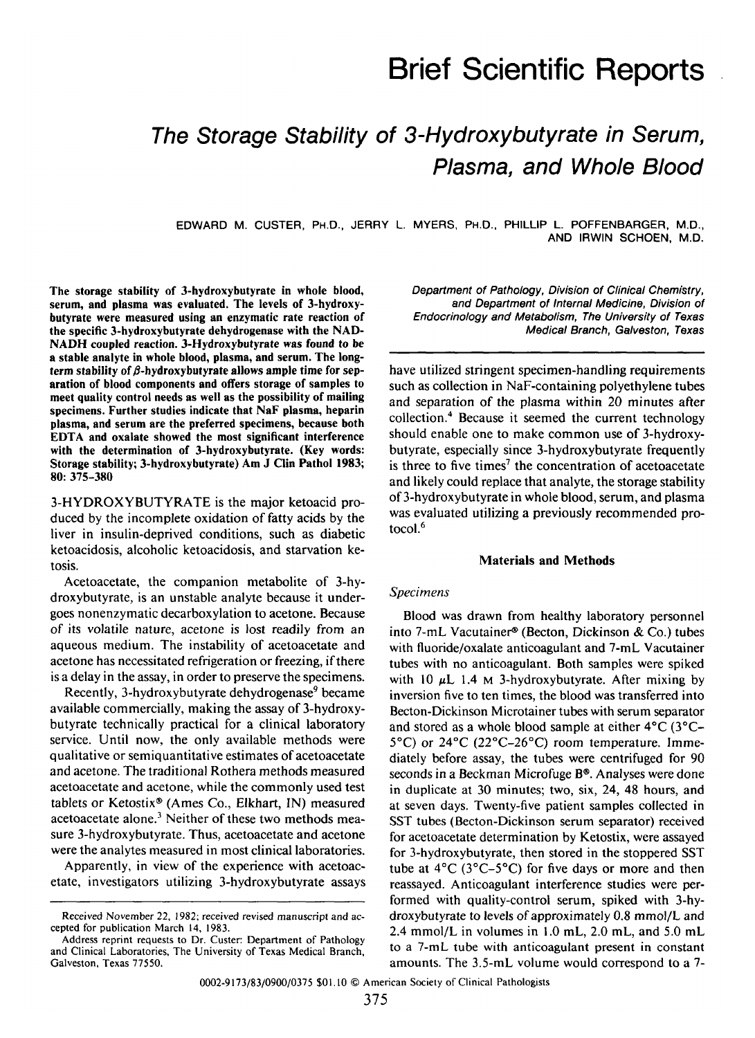# Brief Scientific Reports

## *The Storage Stability of 3-Hydroxybutyrate in Serum, Plasma, and Whole Blood*

EDWARD M. CUSTER, PH.D., JERRY L. MYERS, PH.D., PHILLIP L. POFFENBARGER, M.D., AND IRWIN SCHOEN, M.D.

*Department of Pathology, Division of Clinical Chemistry, and Department of Internal Medicine, Division of Endocrinology and Metabolism, The University of Texas Medical Branch, Galveston, Texas*

**The storage stability of 3-hydroxybutyrate in whole blood, serum, and plasma was evaluated. The levels of 3-hydroxybutyrate were measured using an enzymatic rate reaction of the specific 3-hydroxybutyrate dehydrogenase with the NAD-NADH coupled reaction. 3-Hydroxybutyrate was found to be a stable analyte in whole blood, plasma, and serum. The long-term stability of β-hydroxybutyrate allows ample time for separation of blood components and offers storage of samples to meet quality control needs as well as the possibility of mailing specimens. Further studies indicate that NaF plasma, heparin plasma, and serum are the preferred specimens, because both EDTA and oxalate showed the most significant interference with the determination of 3-hydroxybutyrate. (Key words: Storage stability; 3-hydroxybutyrate) Am J Clin Pathol 1983; 80: 375–380**

3-HYDROXYBUTYRATE is the major ketoacid produced by the incomplete oxidation of fatty acids by the liver in insulin-deprived conditions, such as diabetic ketoacidosis, alcoholic ketoacidosis, and starvation ketosis.

Acetoacetate, the companion metabolite of 3-hydroxybutyrate, is an unstable analyte because it undergoes nonenzymatic decarboxylation to acetone. Because of its volatile nature, acetone is lost readily from an aqueous medium. The instability of acetoacetate and acetone has necessitated refrigeration or freezing, if there is a delay in the assay, in order to preserve the specimens.

Recently, 3-hydroxybutyrate dehydrogenase[9] became available commercially, making the assay of 3-hydroxybutyrate technically practical for a clinical laboratory service. Until now, the only available methods were qualitative or semiquantitative estimates of acetoacetate and acetone. The traditional Rothera methods measured acetoacetate and acetone, while the commonly used test tablets or Ketostix® (Ames Co., Elkhart, IN) measured acetoacetate alone.[3] Neither of these two methods measure 3-hydroxybutyrate. Thus, acetoacetate and acetone were the analytes measured in most clinical laboratories.

Apparently, in view of the experience with acetoacetate, investigators utilizing 3-hydroxybutyrate assays have utilized stringent specimen-handling requirements such as collection in NaF-containing polyethylene tubes and separation of the plasma within 20 minutes after collection.[4] Because it seemed the current technology should enable one to make common use of 3-hydroxybutyrate, especially since 3-hydroxybutyrate frequently is three to five times[7] the concentration of acetoacetate and likely could replace that analyte, the storage stability of 3-hydroxybutyrate in whole blood, serum, and plasma was evaluated utilizing a previously recommended protocol.[6]

### Materials and Methods

#### *Specimens*

Blood was drawn from healthy laboratory personnel into 7-mL Vacutainer® (Becton, Dickinson & Co.) tubes with fluoride/oxalate anticoagulant and 7-mL Vacutainer tubes with no anticoagulant. Both samples were spiked with 10 μL 1.4 M 3-hydroxybutyrate. After mixing by inversion five to ten times, the blood was transferred into Becton-Dickinson Microtainer tubes with serum separator and stored as a whole blood sample at either 4°C (3°C–5°C) or 24°C (22°C–26°C) room temperature. Immediately before assay, the tubes were centrifuged for 90 seconds in a Beckman Microfuge B®. Analyses were done in duplicate at 30 minutes; two, six, 24, 48 hours, and at seven days. Twenty-five patient samples collected in SST tubes (Becton-Dickinson serum separator) received for acetoacetate determination by Ketostix, were assayed for 3-hydroxybutyrate, then stored in the stoppered SST tube at 4°C (3°C–5°C) for five days or more and then reassayed. Anticoagulant interference studies were performed with quality-control serum, spiked with 3-hydroxybutyrate to levels of approximately 0.8 mmol/L and 2.4 mmol/L in volumes in 1.0 mL, 2.0 mL, and 5.0 mL to a 7-mL tube with anticoagulant present in constant amounts. The 3.5-mL volume would correspond to a 7-

---

Received November 22, 1982; received revised manuscript and accepted for publication March 14, 1983.

Address reprint requests to Dr. Custer: Department of Pathology and Clinical Laboratories, The University of Texas Medical Branch, Galveston, Texas 77550.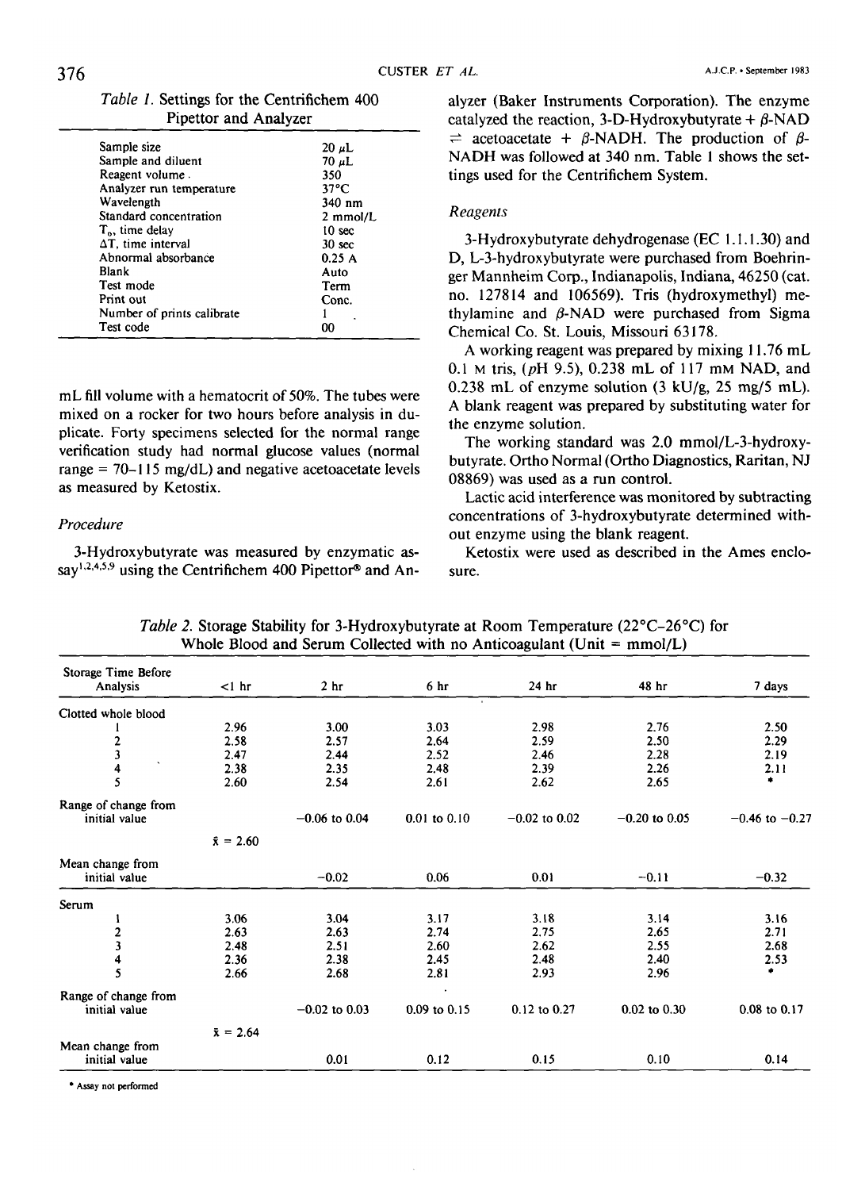*Table 1.* Settings for the Centrifichem 400 Pipettor and Analyzer

| | |
|---|---|
| Sample size | 20 μL |
| Sample and diluent | 70 μL |
| Reagent volume | 350 |
| Analyzer run temperature | 37°C |
| Wavelength | 340 nm |
| Standard concentration | 2 mmol/L |
| $T_0$, time delay | 10 sec |
| ΔT, time interval | 30 sec |
| Abnormal absorbance | 0.25 A |
| Blank | Auto |
| Test mode | Term |
| Print out | Conc. |
| Number of prints calibrate | 1 |
| Test code | 00 |

mL fill volume with a hematocrit of 50%. The tubes were mixed on a rocker for two hours before analysis in duplicate. Forty specimens selected for the normal range verification study had normal glucose values (normal range = 70–115 mg/dL) and negative acetoacetate levels as measured by Ketostix.

### *Procedure*

3-Hydroxybutyrate was measured by enzymatic assay[1,2,4,5,9] using the Centrifichem 400 Pipettor® and Analyzer (Baker Instruments Corporation). The enzyme catalyzed the reaction, 3-D-Hydroxybutyrate + β-NAD ⇌ acetoacetate + β-NADH. The production of β-NADH was followed at 340 nm. Table 1 shows the settings used for the Centrifichem System.

### *Reagents*

3-Hydroxybutyrate dehydrogenase (EC 1.1.1.30) and D, L-3-hydroxybutyrate were purchased from Boehringer Mannheim Corp., Indianapolis, Indiana, 46250 (cat. no. 127814 and 106569). Tris (hydroxymethyl) methylamine and β-NAD were purchased from Sigma Chemical Co. St. Louis, Missouri 63178.

A working reagent was prepared by mixing 11.76 mL 0.1 M tris, (*p*H 9.5), 0.238 mL of 117 mM NAD, and 0.238 mL of enzyme solution (3 kU/g, 25 mg/5 mL). A blank reagent was prepared by substituting water for the enzyme solution.

The working standard was 2.0 mmol/L-3-hydroxybutyrate. Ortho Normal (Ortho Diagnostics, Raritan, NJ 08869) was used as a run control.

Lactic acid interference was monitored by subtracting concentrations of 3-hydroxybutyrate determined without enzyme using the blank reagent.

Ketostix were used as described in the Ames enclosure.

*Table 2.* Storage Stability for 3-Hydroxybutyrate at Room Temperature (22°C–26°C) for Whole Blood and Serum Collected with no Anticoagulant (Unit = mmol/L)

| Storage Time Before Analysis | <1 hr | 2 hr | 6 hr | 24 hr | 48 hr | 7 days |
|---|---|---|---|---|---|---|
| Clotted whole blood | | | | | | |
| 1 | 2.96 | 3.00 | 3.03 | 2.98 | 2.76 | 2.50 |
| 2 | 2.58 | 2.57 | 2.64 | 2.59 | 2.50 | 2.29 |
| 3 | 2.47 | 2.44 | 2.52 | 2.46 | 2.28 | 2.19 |
| 4 | 2.38 | 2.35 | 2.48 | 2.39 | 2.26 | 2.11 |
| 5 | 2.60 | 2.54 | 2.61 | 2.62 | 2.65 | * |
| Range of change from initial value | | −0.06 to 0.04 | 0.01 to 0.10 | −0.02 to 0.02 | −0.20 to 0.05 | −0.46 to −0.27 |
| | $\bar{x}$ = 2.60 | | | | | |
| Mean change from initial value | | −0.02 | 0.06 | 0.01 | −0.11 | −0.32 |
| Serum | | | | | | |
| 1 | 3.06 | 3.04 | 3.17 | 3.18 | 3.14 | 3.16 |
| 2 | 2.63 | 2.63 | 2.74 | 2.75 | 2.65 | 2.71 |
| 3 | 2.48 | 2.51 | 2.60 | 2.62 | 2.55 | 2.68 |
| 4 | 2.36 | 2.38 | 2.45 | 2.48 | 2.40 | 2.53 |
| 5 | 2.66 | 2.68 | 2.81 | 2.93 | 2.96 | * |
| Range of change from initial value | | −0.02 to 0.03 | 0.09 to 0.15 | 0.12 to 0.27 | 0.02 to 0.30 | 0.08 to 0.17 |
| | $\bar{x}$ = 2.64 | | | | | |
| Mean change from initial value | | 0.01 | 0.12 | 0.15 | 0.10 | 0.14 |

\* Assay not performed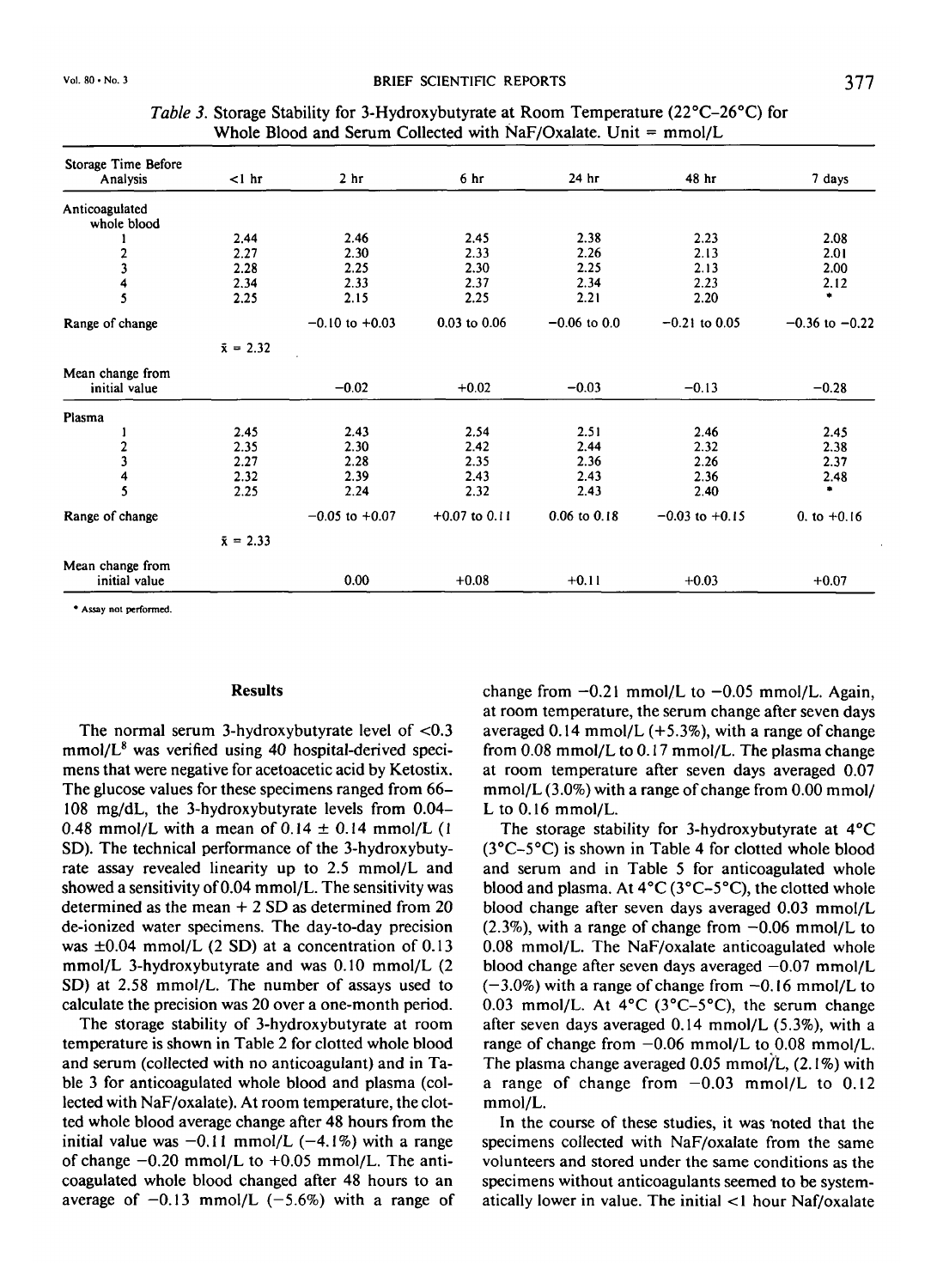*Table 3.* Storage Stability for 3-Hydroxybutyrate at Room Temperature (22°C–26°C) for Whole Blood and Serum Collected with NaF/Oxalate. Unit = mmol/L

| Storage Time Before Analysis | <1 hr | 2 hr | 6 hr | 24 hr | 48 hr | 7 days |
|---|---|---|---|---|---|---|
| Anticoagulated whole blood | | | | | | |
| 1 | 2.44 | 2.46 | 2.45 | 2.38 | 2.23 | 2.08 |
| 2 | 2.27 | 2.30 | 2.33 | 2.26 | 2.13 | 2.01 |
| 3 | 2.28 | 2.25 | 2.30 | 2.25 | 2.13 | 2.00 |
| 4 | 2.34 | 2.33 | 2.37 | 2.34 | 2.23 | 2.12 |
| 5 | 2.25 | 2.15 | 2.25 | 2.21 | 2.20 | * |
| Range of change | | −0.10 to +0.03 | 0.03 to 0.06 | −0.06 to 0.0 | −0.21 to 0.05 | −0.36 to −0.22 |
| | $\bar{x}$ = 2.32 | | | | | |
| Mean change from initial value | | −0.02 | +0.02 | −0.03 | −0.13 | −0.28 |
| Plasma | | | | | | |
| 1 | 2.45 | 2.43 | 2.54 | 2.51 | 2.46 | 2.45 |
| 2 | 2.35 | 2.30 | 2.42 | 2.44 | 2.32 | 2.38 |
| 3 | 2.27 | 2.28 | 2.35 | 2.36 | 2.26 | 2.37 |
| 4 | 2.32 | 2.39 | 2.43 | 2.43 | 2.36 | 2.48 |
| 5 | 2.25 | 2.24 | 2.32 | 2.43 | 2.40 | * |
| Range of change | | −0.05 to +0.07 | +0.07 to 0.11 | 0.06 to 0.18 | −0.03 to +0.15 | 0. to +0.16 |
| | $\bar{x}$ = 2.33 | | | | | |
| Mean change from initial value | | 0.00 | +0.08 | +0.11 | +0.03 | +0.07 |

\* Assay not performed.

## Results

The normal serum 3-hydroxybutyrate level of <0.3 mmol/L[8] was verified using 40 hospital-derived specimens that were negative for acetoacetic acid by Ketostix. The glucose values for these specimens ranged from 66–108 mg/dL, the 3-hydroxybutyrate levels from 0.04–0.48 mmol/L with a mean of 0.14 ± 0.14 mmol/L (1 SD). The technical performance of the 3-hydroxybutyrate assay revealed linearity up to 2.5 mmol/L and showed a sensitivity of 0.04 mmol/L. The sensitivity was determined as the mean + 2 SD as determined from 20 de-ionized water specimens. The day-to-day precision was ±0.04 mmol/L (2 SD) at a concentration of 0.13 mmol/L 3-hydroxybutyrate and was 0.10 mmol/L (2 SD) at 2.58 mmol/L. The number of assays used to calculate the precision was 20 over a one-month period.

The storage stability of 3-hydroxybutyrate at room temperature is shown in Table 2 for clotted whole blood and serum (collected with no anticoagulant) and in Table 3 for anticoagulated whole blood and plasma (collected with NaF/oxalate). At room temperature, the clotted whole blood average change after 48 hours from the initial value was −0.11 mmol/L (−4.1%) with a range of change −0.20 mmol/L to +0.05 mmol/L. The anticoagulated whole blood changed after 48 hours to an average of −0.13 mmol/L (−5.6%) with a range of change from −0.21 mmol/L to −0.05 mmol/L. Again, at room temperature, the serum change after seven days averaged 0.14 mmol/L (+5.3%), with a range of change from 0.08 mmol/L to 0.17 mmol/L. The plasma change at room temperature after seven days averaged 0.07 mmol/L (3.0%) with a range of change from 0.00 mmol/L to 0.16 mmol/L.

The storage stability for 3-hydroxybutyrate at 4°C (3°C–5°C) is shown in Table 4 for clotted whole blood and serum and in Table 5 for anticoagulated whole blood and plasma. At 4°C (3°C–5°C), the clotted whole blood change after seven days averaged 0.03 mmol/L (2.3%), with a range of change from −0.06 mmol/L to 0.08 mmol/L. The NaF/oxalate anticoagulated whole blood change after seven days averaged −0.07 mmol/L (−3.0%) with a range of change from −0.16 mmol/L to 0.03 mmol/L. At 4°C (3°C–5°C), the serum change after seven days averaged 0.14 mmol/L (5.3%), with a range of change from −0.06 mmol/L to 0.08 mmol/L. The plasma change averaged 0.05 mmol/L, (2.1%) with a range of change from −0.03 mmol/L to 0.12 mmol/L.

In the course of these studies, it was noted that the specimens collected with NaF/oxalate from the same volunteers and stored under the same conditions as the specimens without anticoagulants seemed to be systematically lower in value. The initial <1 hour Naf/oxalate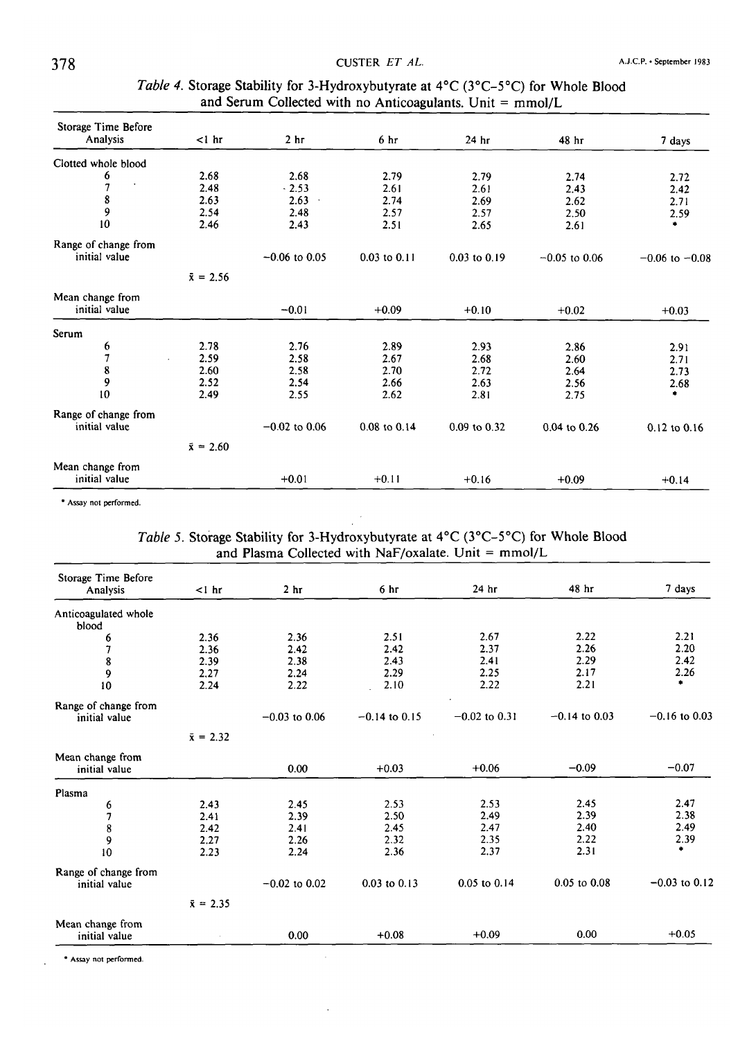*Table 4.* Storage Stability for 3-Hydroxybutyrate at 4°C (3°C–5°C) for Whole Blood and Serum Collected with no Anticoagulants. Unit = mmol/L

| Storage Time Before Analysis | <1 hr | 2 hr | 6 hr | 24 hr | 48 hr | 7 days |
|---|---|---|---|---|---|---|
| Clotted whole blood | | | | | | |
| 6 | 2.68 | 2.68 | 2.79 | 2.79 | 2.74 | 2.72 |
| 7 | 2.48 | 2.53 | 2.61 | 2.61 | 2.43 | 2.42 |
| 8 | 2.63 | 2.63 | 2.74 | 2.69 | 2.62 | 2.71 |
| 9 | 2.54 | 2.48 | 2.57 | 2.57 | 2.50 | 2.59 |
| 10 | 2.46 | 2.43 | 2.51 | 2.65 | 2.61 | * |
| Range of change from initial value | | −0.06 to 0.05 | 0.03 to 0.11 | 0.03 to 0.19 | −0.05 to 0.06 | −0.06 to −0.08 |
| | $\bar{x}$ = 2.56 | | | | | |
| Mean change from initial value | | −0.01 | +0.09 | +0.10 | +0.02 | +0.03 |
| Serum | | | | | | |
| 6 | 2.78 | 2.76 | 2.89 | 2.93 | 2.86 | 2.91 |
| 7 | 2.59 | 2.58 | 2.67 | 2.68 | 2.60 | 2.71 |
| 8 | 2.60 | 2.58 | 2.70 | 2.72 | 2.64 | 2.73 |
| 9 | 2.52 | 2.54 | 2.66 | 2.63 | 2.56 | 2.68 |
| 10 | 2.49 | 2.55 | 2.62 | 2.81 | 2.75 | * |
| Range of change from initial value | | −0.02 to 0.06 | 0.08 to 0.14 | 0.09 to 0.32 | 0.04 to 0.26 | 0.12 to 0.16 |
| | $\bar{x}$ = 2.60 | | | | | |
| Mean change from initial value | | +0.01 | +0.11 | +0.16 | +0.09 | +0.14 |

* Assay not performed.

*Table 5.* Storage Stability for 3-Hydroxybutyrate at 4°C (3°C–5°C) for Whole Blood and Plasma Collected with NaF/oxalate. Unit = mmol/L

| Storage Time Before Analysis | <1 hr | 2 hr | 6 hr | 24 hr | 48 hr | 7 days |
|---|---|---|---|---|---|---|
| Anticoagulated whole blood | | | | | | |
| 6 | 2.36 | 2.36 | 2.51 | 2.67 | 2.22 | 2.21 |
| 7 | 2.36 | 2.42 | 2.42 | 2.37 | 2.26 | 2.20 |
| 8 | 2.39 | 2.38 | 2.43 | 2.41 | 2.29 | 2.42 |
| 9 | 2.27 | 2.24 | 2.29 | 2.25 | 2.17 | 2.26 |
| 10 | 2.24 | 2.22 | 2.10 | 2.22 | 2.21 | * |
| Range of change from initial value | | −0.03 to 0.06 | −0.14 to 0.15 | −0.02 to 0.31 | −0.14 to 0.03 | −0.16 to 0.03 |
| | $\bar{x}$ = 2.32 | | | | | |
| Mean change from initial value | | 0.00 | +0.03 | +0.06 | −0.09 | −0.07 |
| Plasma | | | | | | |
| 6 | 2.43 | 2.45 | 2.53 | 2.53 | 2.45 | 2.47 |
| 7 | 2.41 | 2.39 | 2.50 | 2.49 | 2.39 | 2.38 |
| 8 | 2.42 | 2.41 | 2.45 | 2.47 | 2.40 | 2.49 |
| 9 | 2.27 | 2.26 | 2.32 | 2.35 | 2.22 | 2.39 |
| 10 | 2.23 | 2.24 | 2.36 | 2.37 | 2.31 | * |
| Range of change from initial value | | −0.02 to 0.02 | 0.03 to 0.13 | 0.05 to 0.14 | 0.05 to 0.08 | −0.03 to 0.12 |
| | $\bar{x}$ = 2.35 | | | | | |
| Mean change from initial value | | 0.00 | +0.08 | +0.09 | 0.00 | +0.05 |

* Assay not performed.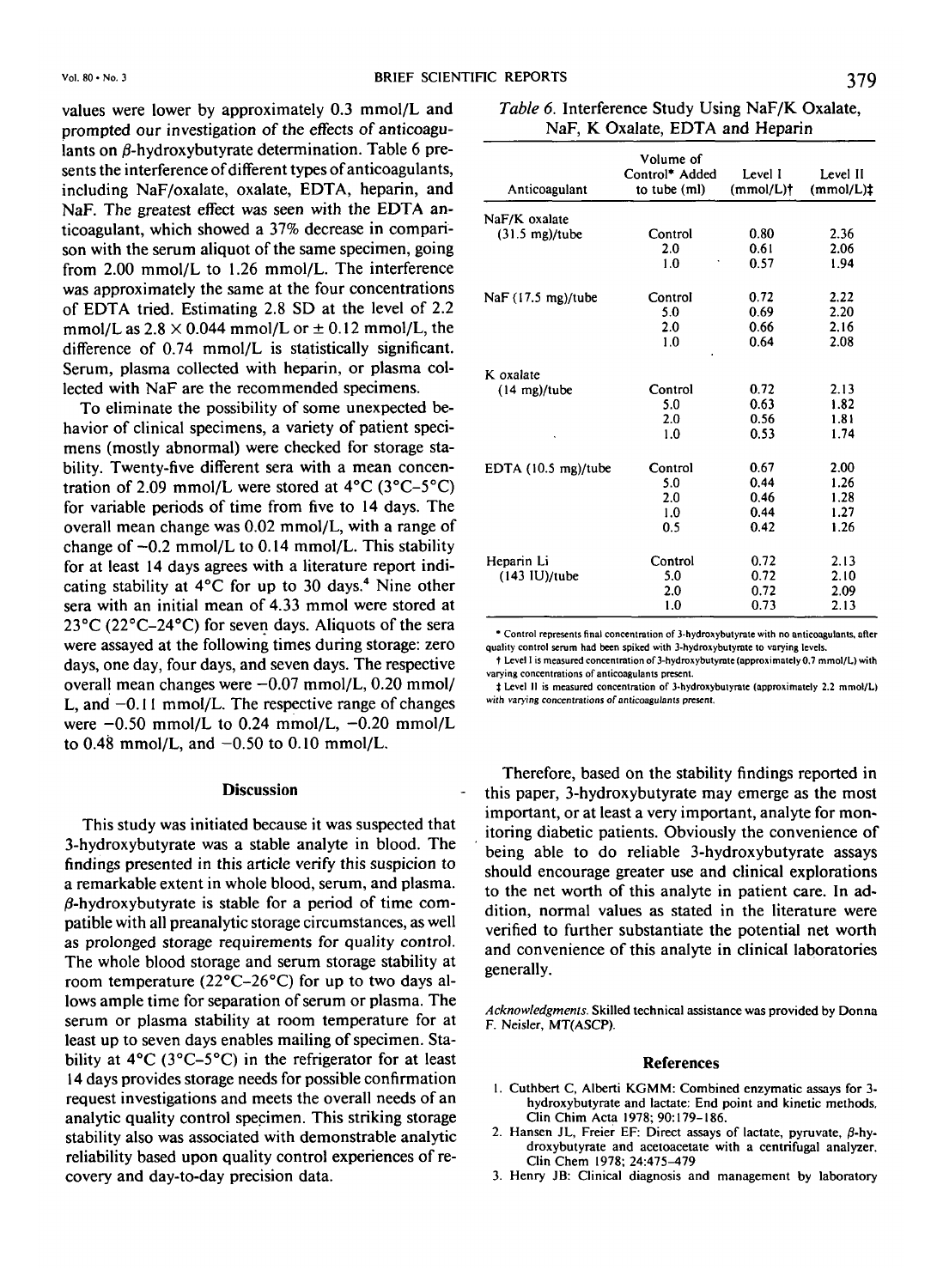values were lower by approximately 0.3 mmol/L and prompted our investigation of the effects of anticoagulants on β-hydroxybutyrate determination. Table 6 presents the interference of different types of anticoagulants, including NaF/oxalate, oxalate, EDTA, heparin, and NaF. The greatest effect was seen with the EDTA anticoagulant, which showed a 37% decrease in comparison with the serum aliquot of the same specimen, going from 2.00 mmol/L to 1.26 mmol/L. The interference was approximately the same at the four concentrations of EDTA tried. Estimating 2.8 SD at the level of 2.2 mmol/L as 2.8 × 0.044 mmol/L or ± 0.12 mmol/L, the difference of 0.74 mmol/L is statistically significant. Serum, plasma collected with heparin, or plasma collected with NaF are the recommended specimens.

To eliminate the possibility of some unexpected behavior of clinical specimens, a variety of patient specimens (mostly abnormal) were checked for storage stability. Twenty-five different sera with a mean concentration of 2.09 mmol/L were stored at 4°C (3°C–5°C) for variable periods of time from five to 14 days. The overall mean change was 0.02 mmol/L, with a range of change of −0.2 mmol/L to 0.14 mmol/L. This stability for at least 14 days agrees with a literature report indicating stability at 4°C for up to 30 days.[4] Nine other sera with an initial mean of 4.33 mmol were stored at 23°C (22°C–24°C) for seven days. Aliquots of the sera were assayed at the following times during storage: zero days, one day, four days, and seven days. The respective overall mean changes were −0.07 mmol/L, 0.20 mmol/L, and −0.11 mmol/L. The respective range of changes were −0.50 mmol/L to 0.24 mmol/L, −0.20 mmol/L to 0.48 mmol/L, and −0.50 to 0.10 mmol/L.

*Table 6.* Interference Study Using NaF/K Oxalate, NaF, K Oxalate, EDTA and Heparin

| Anticoagulant | Volume of Control* Added to tube (ml) | Level I (mmol/L)† | Level II (mmol/L)‡ |
|---|---|---|---|
| NaF/K oxalate (31.5 mg)/tube | Control | 0.80 | 2.36 |
| | 2.0 | 0.61 | 2.06 |
| | 1.0 | 0.57 | 1.94 |
| NaF (17.5 mg)/tube | Control | 0.72 | 2.22 |
| | 5.0 | 0.69 | 2.20 |
| | 2.0 | 0.66 | 2.16 |
| | 1.0 | 0.64 | 2.08 |
| K oxalate (14 mg)/tube | Control | 0.72 | 2.13 |
| | 5.0 | 0.63 | 1.82 |
| | 2.0 | 0.56 | 1.81 |
| | 1.0 | 0.53 | 1.74 |
| EDTA (10.5 mg)/tube | Control | 0.67 | 2.00 |
| | 5.0 | 0.44 | 1.26 |
| | 2.0 | 0.46 | 1.28 |
| | 1.0 | 0.44 | 1.27 |
| | 0.5 | 0.42 | 1.26 |
| Heparin Li (143 IU)/tube | Control | 0.72 | 2.13 |
| | 5.0 | 0.72 | 2.10 |
| | 2.0 | 0.72 | 2.09 |
| | 1.0 | 0.73 | 2.13 |

\* Control represents final concentration of 3-hydroxybutyrate with no anticoagulants, after quality control serum had been spiked with 3-hydroxybutyrate to varying levels.

† Level I is measured concentration of 3-hydroxybutyrate (approximately 0.7 mmol/L) with varying concentrations of anticoagulants present.

‡ Level II is measured concentration of 3-hydroxybutyrate (approximately 2.2 mmol/L) with varying concentrations of anticoagulants present.

## Discussion

This study was initiated because it was suspected that 3-hydroxybutyrate was a stable analyte in blood. The findings presented in this article verify this suspicion to a remarkable extent in whole blood, serum, and plasma. β-hydroxybutyrate is stable for a period of time compatible with all preanalytic storage circumstances, as well as prolonged storage requirements for quality control. The whole blood storage and serum storage stability at room temperature (22°C–26°C) for up to two days allows ample time for separation of serum or plasma. The serum or plasma stability at room temperature for at least up to seven days enables mailing of specimen. Stability at 4°C (3°C–5°C) in the refrigerator for at least 14 days provides storage needs for possible confirmation request investigations and meets the overall needs of an analytic quality control specimen. This striking storage stability also was associated with demonstrable analytic reliability based upon quality control experiences of recovery and day-to-day precision data.

Therefore, based on the stability findings reported in this paper, 3-hydroxybutyrate may emerge as the most important, or at least a very important, analyte for monitoring diabetic patients. Obviously the convenience of being able to do reliable 3-hydroxybutyrate assays should encourage greater use and clinical explorations to the net worth of this analyte in patient care. In addition, normal values as stated in the literature were verified to further substantiate the potential net worth and convenience of this analyte in clinical laboratories generally.

*Acknowledgments.* Skilled technical assistance was provided by Donna F. Neisler, MT(ASCP).

## References

1. Cuthbert C, Alberti KGMM: Combined enzymatic assays for 3-hydroxybutyrate and lactate: End point and kinetic methods. Clin Chim Acta 1978; 90:179–186.
2. Hansen JL, Freier EF: Direct assays of lactate, pyruvate, β-hydroxybutyrate and acetoacetate with a centrifugal analyzer. Clin Chem 1978; 24:475–479
3. Henry JB: Clinical diagnosis and management by laboratory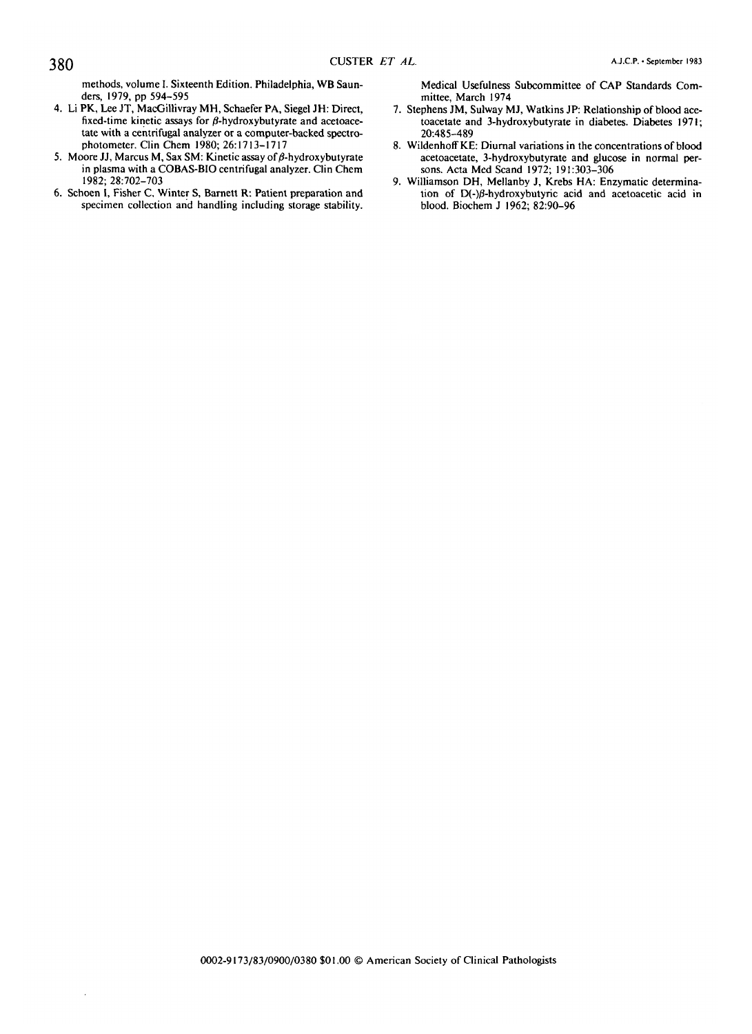methods, volume I. Sixteenth Edition. Philadelphia, WB Saunders, 1979, pp 594–595

4. Li PK, Lee JT, MacGillivray MH, Schaefer PA, Siegel JH: Direct, fixed-time kinetic assays for β-hydroxybutyrate and acetoacetate with a centrifugal analyzer or a computer-backed spectrophotometer. Clin Chem 1980; 26:1713–1717
5. Moore JJ, Marcus M, Sax SM: Kinetic assay of β-hydroxybutyrate in plasma with a COBAS-BIO centrifugal analyzer. Clin Chem 1982; 28:702–703
6. Schoen I, Fisher C, Winter S, Barnett R: Patient preparation and specimen collection and handling including storage stability. Medical Usefulness Subcommittee of CAP Standards Committee, March 1974
7. Stephens JM, Sulway MJ, Watkins JP: Relationship of blood acetoacetate and 3-hydroxybutyrate in diabetes. Diabetes 1971; 20:485–489
8. Wildenhoff KE: Diurnal variations in the concentrations of blood acetoacetate, 3-hydroxybutyrate and glucose in normal persons. Acta Med Scand 1972; 191:303–306
9. Williamson DH, Mellanby J, Krebs HA: Enzymatic determination of D(-)β-hydroxybutyric acid and acetoacetic acid in blood. Biochem J 1962; 82:90–96

0002-9173/83/0900/0380 $01.00 © American Society of Clinical Pathologists